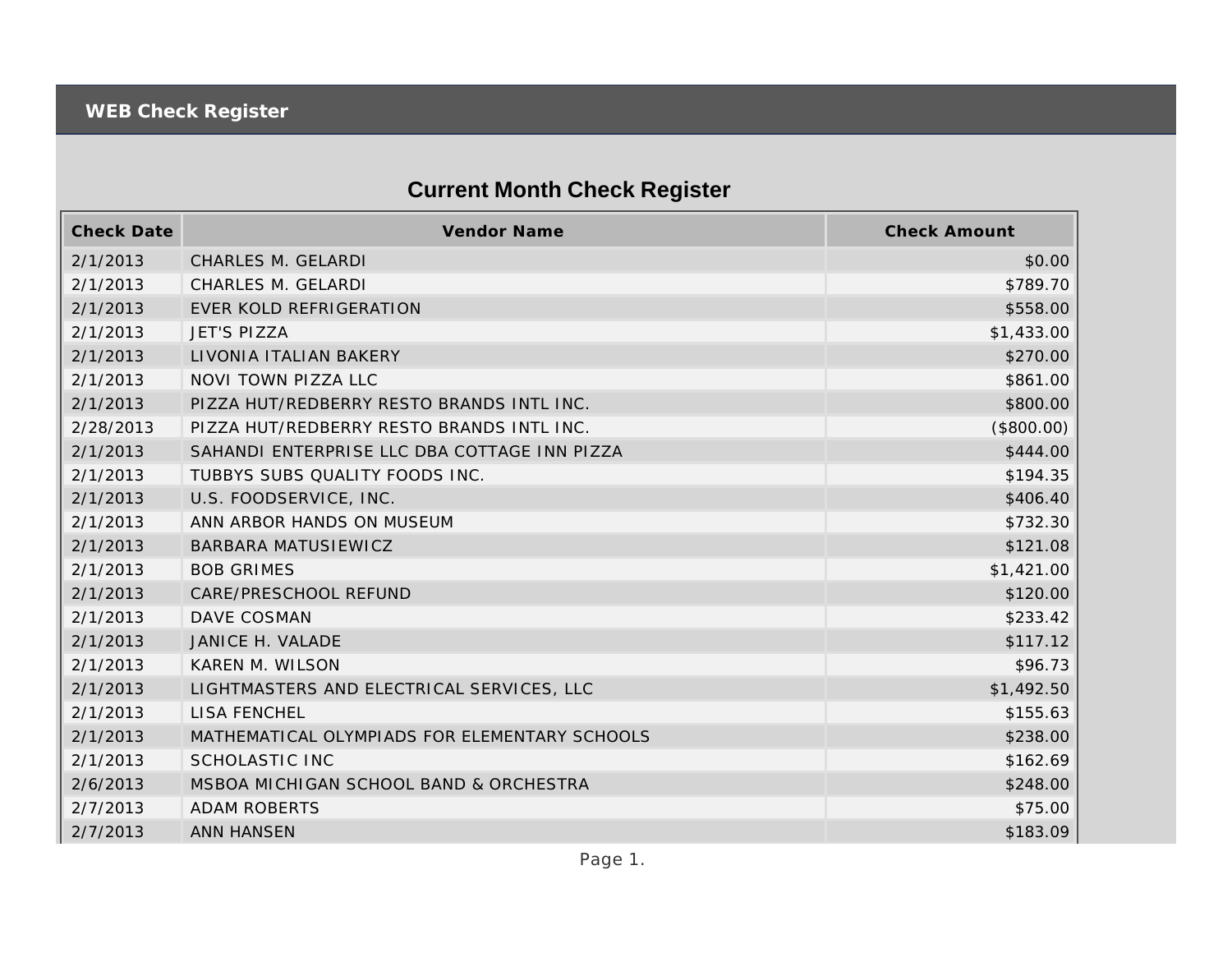WEB Check Register

# Current Month Check Register

| Check Date | Vendor Name | Check Amount |
|---|---|---|
| 2/1/2013 | CHARLES M. GELARDI | $0.00 |
| 2/1/2013 | CHARLES M. GELARDI | $789.70 |
| 2/1/2013 | EVER KOLD REFRIGERATION | $558.00 |
| 2/1/2013 | JET'S PIZZA | $1,433.00 |
| 2/1/2013 | LIVONIA ITALIAN BAKERY | $270.00 |
| 2/1/2013 | NOVI TOWN PIZZA LLC | $861.00 |
| 2/1/2013 | PIZZA HUT/REDBERRY RESTO BRANDS INTL INC. | $800.00 |
| 2/28/2013 | PIZZA HUT/REDBERRY RESTO BRANDS INTL INC. | ($800.00) |
| 2/1/2013 | SAHANDI ENTERPRISE LLC DBA COTTAGE INN PIZZA | $444.00 |
| 2/1/2013 | TUBBYS SUBS QUALITY FOODS INC. | $194.35 |
| 2/1/2013 | U.S. FOODSERVICE, INC. | $406.40 |
| 2/1/2013 | ANN ARBOR HANDS ON MUSEUM | $732.30 |
| 2/1/2013 | BARBARA MATUSIEWICZ | $121.08 |
| 2/1/2013 | BOB GRIMES | $1,421.00 |
| 2/1/2013 | CARE/PRESCHOOL REFUND | $120.00 |
| 2/1/2013 | DAVE COSMAN | $233.42 |
| 2/1/2013 | JANICE H. VALADE | $117.12 |
| 2/1/2013 | KAREN M. WILSON | $96.73 |
| 2/1/2013 | LIGHTMASTERS AND ELECTRICAL SERVICES, LLC | $1,492.50 |
| 2/1/2013 | LISA FENCHEL | $155.63 |
| 2/1/2013 | MATHEMATICAL OLYMPIADS FOR ELEMENTARY SCHOOLS | $238.00 |
| 2/1/2013 | SCHOLASTIC INC | $162.69 |
| 2/6/2013 | MSBOA MICHIGAN SCHOOL BAND & ORCHESTRA | $248.00 |
| 2/7/2013 | ADAM ROBERTS | $75.00 |
| 2/7/2013 | ANN HANSEN | $183.09 |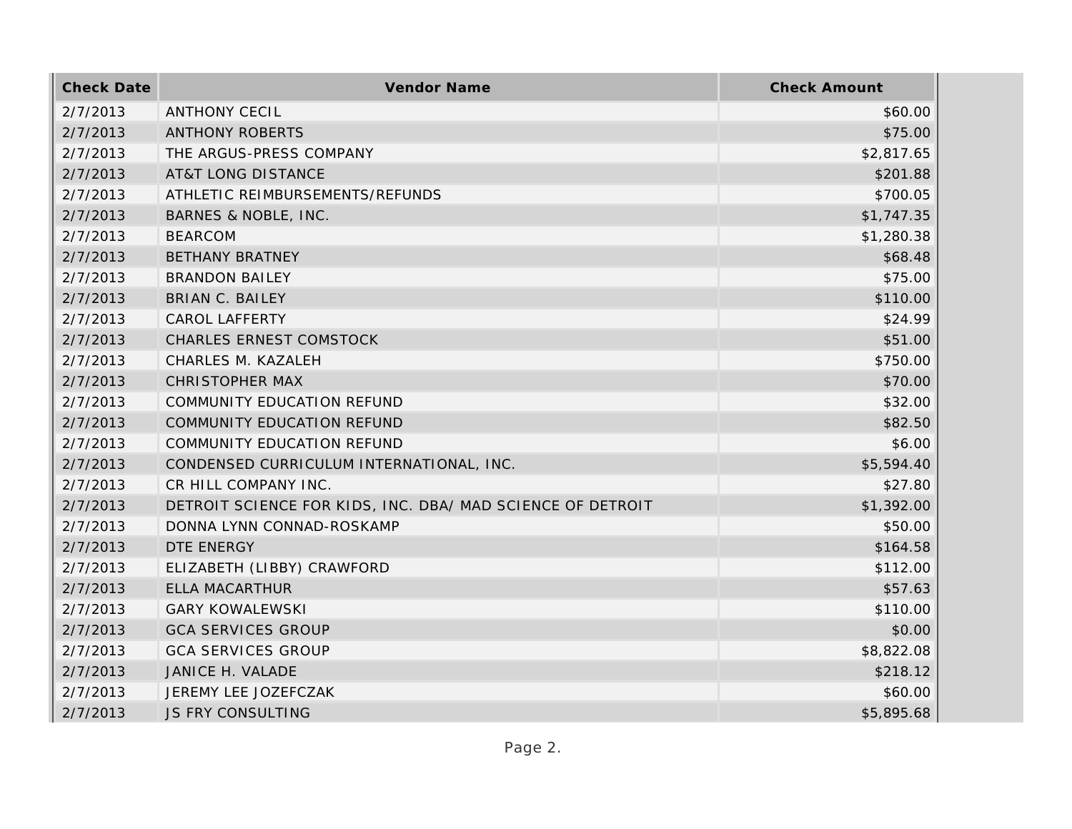| Check Date | Vendor Name | Check Amount |
| --- | --- | --- |
| 2/7/2013 | ANTHONY CECIL | $60.00 |
| 2/7/2013 | ANTHONY ROBERTS | $75.00 |
| 2/7/2013 | THE ARGUS-PRESS COMPANY | $2,817.65 |
| 2/7/2013 | AT&T LONG DISTANCE | $201.88 |
| 2/7/2013 | ATHLETIC REIMBURSEMENTS/REFUNDS | $700.05 |
| 2/7/2013 | BARNES & NOBLE, INC. | $1,747.35 |
| 2/7/2013 | BEARCOM | $1,280.38 |
| 2/7/2013 | BETHANY BRATNEY | $68.48 |
| 2/7/2013 | BRANDON BAILEY | $75.00 |
| 2/7/2013 | BRIAN C. BAILEY | $110.00 |
| 2/7/2013 | CAROL LAFFERTY | $24.99 |
| 2/7/2013 | CHARLES ERNEST COMSTOCK | $51.00 |
| 2/7/2013 | CHARLES M. KAZALEH | $750.00 |
| 2/7/2013 | CHRISTOPHER MAX | $70.00 |
| 2/7/2013 | COMMUNITY EDUCATION REFUND | $32.00 |
| 2/7/2013 | COMMUNITY EDUCATION REFUND | $82.50 |
| 2/7/2013 | COMMUNITY EDUCATION REFUND | $6.00 |
| 2/7/2013 | CONDENSED CURRICULUM INTERNATIONAL, INC. | $5,594.40 |
| 2/7/2013 | CR HILL COMPANY INC. | $27.80 |
| 2/7/2013 | DETROIT SCIENCE FOR KIDS, INC. DBA/ MAD SCIENCE OF DETROIT | $1,392.00 |
| 2/7/2013 | DONNA LYNN CONNAD-ROSKAMP | $50.00 |
| 2/7/2013 | DTE ENERGY | $164.58 |
| 2/7/2013 | ELIZABETH (LIBBY) CRAWFORD | $112.00 |
| 2/7/2013 | ELLA MACARTHUR | $57.63 |
| 2/7/2013 | GARY KOWALEWSKI | $110.00 |
| 2/7/2013 | GCA SERVICES GROUP | $0.00 |
| 2/7/2013 | GCA SERVICES GROUP | $8,822.08 |
| 2/7/2013 | JANICE H. VALADE | $218.12 |
| 2/7/2013 | JEREMY LEE JOZEFCZAK | $60.00 |
| 2/7/2013 | JS FRY CONSULTING | $5,895.68 |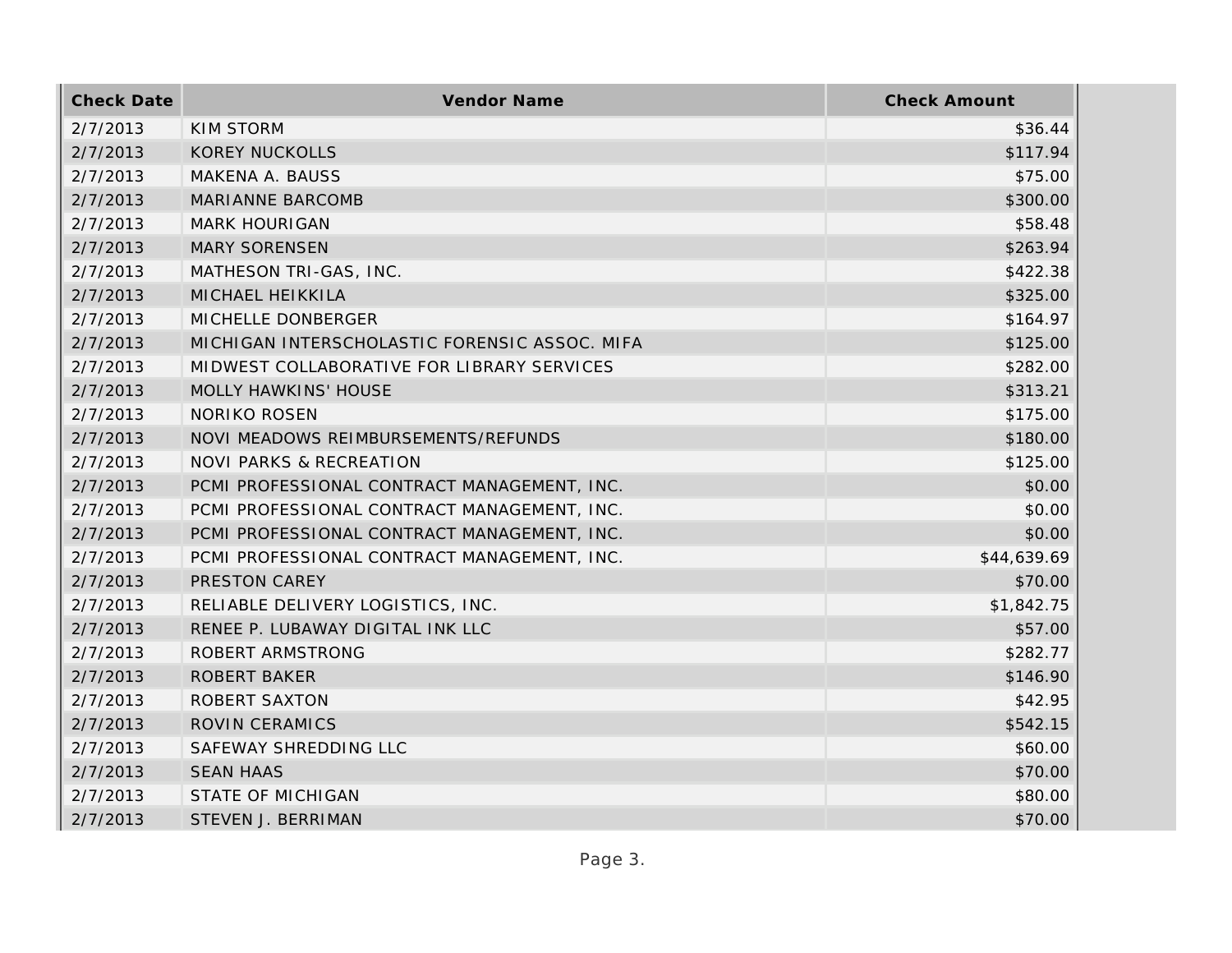| Check Date | Vendor Name | Check Amount |
|---|---|---|
| 2/7/2013 | KIM STORM | $36.44 |
| 2/7/2013 | KOREY NUCKOLLS | $117.94 |
| 2/7/2013 | MAKENA A. BAUSS | $75.00 |
| 2/7/2013 | MARIANNE BARCOMB | $300.00 |
| 2/7/2013 | MARK HOURIGAN | $58.48 |
| 2/7/2013 | MARY SORENSEN | $263.94 |
| 2/7/2013 | MATHESON TRI-GAS, INC. | $422.38 |
| 2/7/2013 | MICHAEL HEIKKILA | $325.00 |
| 2/7/2013 | MICHELLE DONBERGER | $164.97 |
| 2/7/2013 | MICHIGAN INTERSCHOLASTIC FORENSIC ASSOC. MIFA | $125.00 |
| 2/7/2013 | MIDWEST COLLABORATIVE FOR LIBRARY SERVICES | $282.00 |
| 2/7/2013 | MOLLY HAWKINS' HOUSE | $313.21 |
| 2/7/2013 | NORIKO ROSEN | $175.00 |
| 2/7/2013 | NOVI MEADOWS REIMBURSEMENTS/REFUNDS | $180.00 |
| 2/7/2013 | NOVI PARKS & RECREATION | $125.00 |
| 2/7/2013 | PCMI PROFESSIONAL CONTRACT MANAGEMENT, INC. | $0.00 |
| 2/7/2013 | PCMI PROFESSIONAL CONTRACT MANAGEMENT, INC. | $0.00 |
| 2/7/2013 | PCMI PROFESSIONAL CONTRACT MANAGEMENT, INC. | $0.00 |
| 2/7/2013 | PCMI PROFESSIONAL CONTRACT MANAGEMENT, INC. | $44,639.69 |
| 2/7/2013 | PRESTON CAREY | $70.00 |
| 2/7/2013 | RELIABLE DELIVERY LOGISTICS, INC. | $1,842.75 |
| 2/7/2013 | RENEE P. LUBAWAY DIGITAL INK LLC | $57.00 |
| 2/7/2013 | ROBERT ARMSTRONG | $282.77 |
| 2/7/2013 | ROBERT BAKER | $146.90 |
| 2/7/2013 | ROBERT SAXTON | $42.95 |
| 2/7/2013 | ROVIN CERAMICS | $542.15 |
| 2/7/2013 | SAFEWAY SHREDDING LLC | $60.00 |
| 2/7/2013 | SEAN HAAS | $70.00 |
| 2/7/2013 | STATE OF MICHIGAN | $80.00 |
| 2/7/2013 | STEVEN J. BERRIMAN | $70.00 |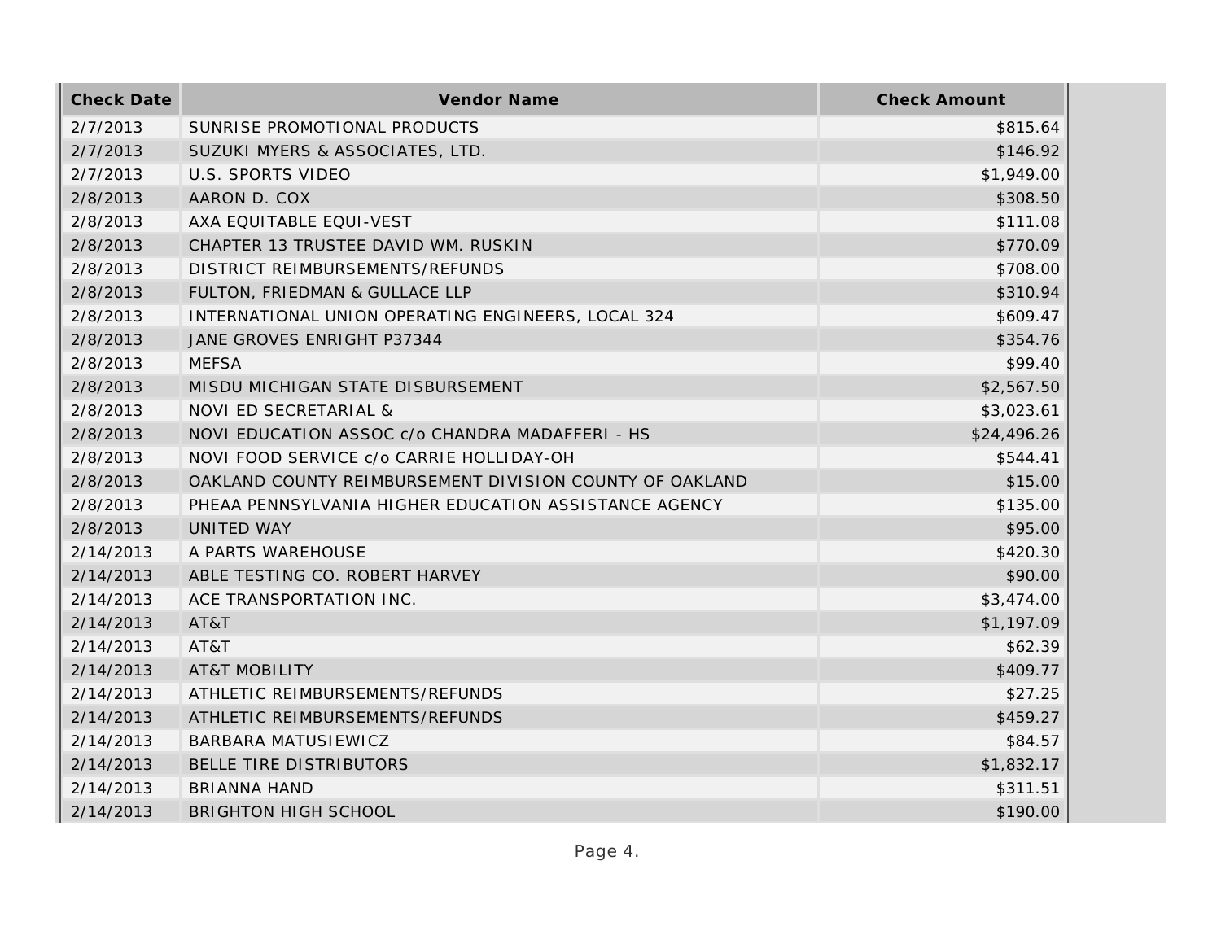| Check Date | Vendor Name | Check Amount |
|---|---|---|
| 2/7/2013 | SUNRISE PROMOTIONAL PRODUCTS | $815.64 |
| 2/7/2013 | SUZUKI MYERS & ASSOCIATES, LTD. | $146.92 |
| 2/7/2013 | U.S. SPORTS VIDEO | $1,949.00 |
| 2/8/2013 | AARON D. COX | $308.50 |
| 2/8/2013 | AXA EQUITABLE EQUI-VEST | $111.08 |
| 2/8/2013 | CHAPTER 13 TRUSTEE DAVID WM. RUSKIN | $770.09 |
| 2/8/2013 | DISTRICT REIMBURSEMENTS/REFUNDS | $708.00 |
| 2/8/2013 | FULTON, FRIEDMAN & GULLACE LLP | $310.94 |
| 2/8/2013 | INTERNATIONAL UNION OPERATING ENGINEERS, LOCAL 324 | $609.47 |
| 2/8/2013 | JANE GROVES ENRIGHT P37344 | $354.76 |
| 2/8/2013 | MEFSA | $99.40 |
| 2/8/2013 | MISDU MICHIGAN STATE DISBURSEMENT | $2,567.50 |
| 2/8/2013 | NOVI ED SECRETARIAL & | $3,023.61 |
| 2/8/2013 | NOVI EDUCATION ASSOC c/o CHANDRA MADAFFERI - HS | $24,496.26 |
| 2/8/2013 | NOVI FOOD SERVICE c/o CARRIE HOLLIDAY-OH | $544.41 |
| 2/8/2013 | OAKLAND COUNTY REIMBURSEMENT DIVISION COUNTY OF OAKLAND | $15.00 |
| 2/8/2013 | PHEAA PENNSYLVANIA HIGHER EDUCATION ASSISTANCE AGENCY | $135.00 |
| 2/8/2013 | UNITED WAY | $95.00 |
| 2/14/2013 | A PARTS WAREHOUSE | $420.30 |
| 2/14/2013 | ABLE TESTING CO. ROBERT HARVEY | $90.00 |
| 2/14/2013 | ACE TRANSPORTATION INC. | $3,474.00 |
| 2/14/2013 | AT&T | $1,197.09 |
| 2/14/2013 | AT&T | $62.39 |
| 2/14/2013 | AT&T MOBILITY | $409.77 |
| 2/14/2013 | ATHLETIC REIMBURSEMENTS/REFUNDS | $27.25 |
| 2/14/2013 | ATHLETIC REIMBURSEMENTS/REFUNDS | $459.27 |
| 2/14/2013 | BARBARA MATUSIEWICZ | $84.57 |
| 2/14/2013 | BELLE TIRE DISTRIBUTORS | $1,832.17 |
| 2/14/2013 | BRIANNA HAND | $311.51 |
| 2/14/2013 | BRIGHTON HIGH SCHOOL | $190.00 |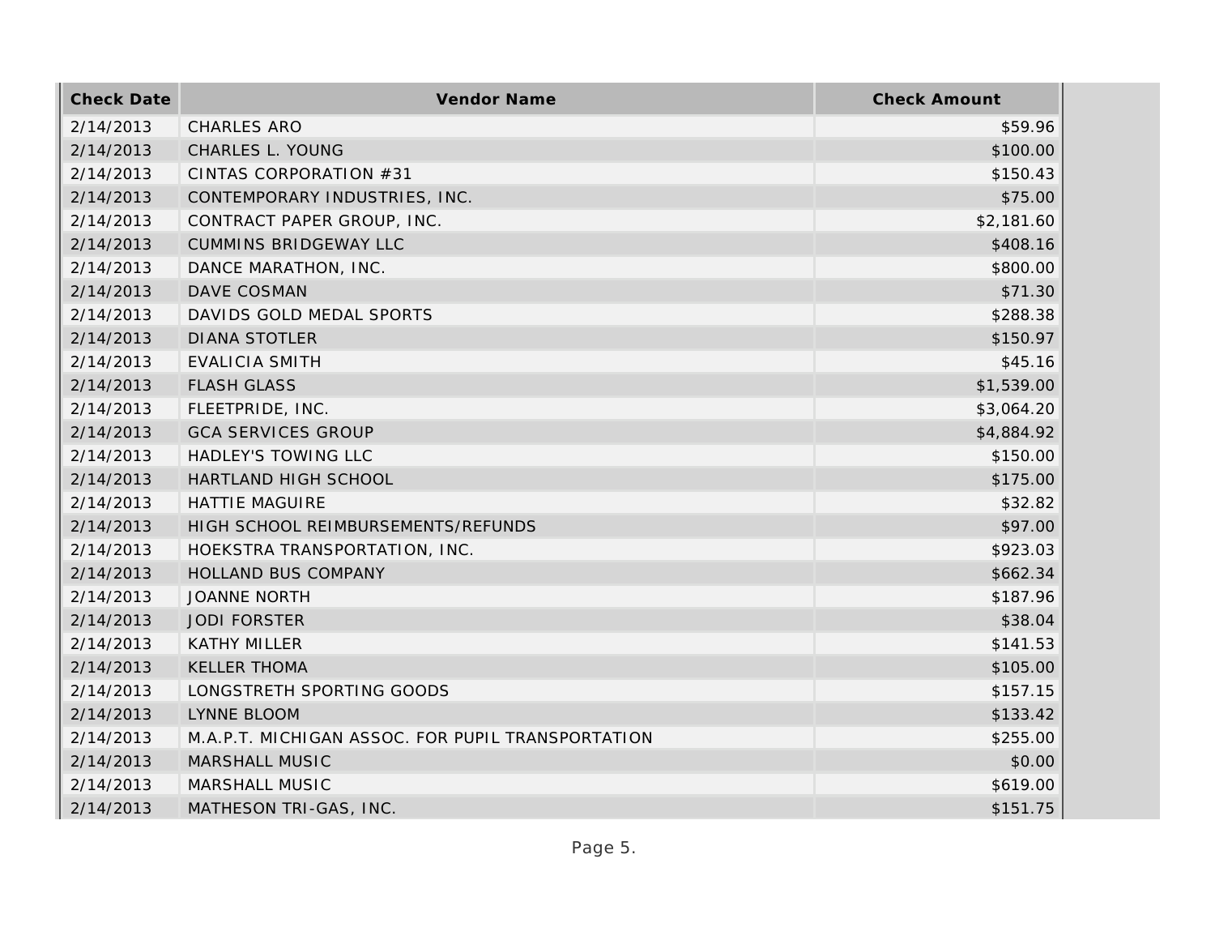| Check Date | Vendor Name | Check Amount |
|---|---|---|
| 2/14/2013 | CHARLES ARO | $59.96 |
| 2/14/2013 | CHARLES L. YOUNG | $100.00 |
| 2/14/2013 | CINTAS CORPORATION #31 | $150.43 |
| 2/14/2013 | CONTEMPORARY INDUSTRIES, INC. | $75.00 |
| 2/14/2013 | CONTRACT PAPER GROUP, INC. | $2,181.60 |
| 2/14/2013 | CUMMINS BRIDGEWAY LLC | $408.16 |
| 2/14/2013 | DANCE MARATHON, INC. | $800.00 |
| 2/14/2013 | DAVE COSMAN | $71.30 |
| 2/14/2013 | DAVIDS GOLD MEDAL SPORTS | $288.38 |
| 2/14/2013 | DIANA STOTLER | $150.97 |
| 2/14/2013 | EVALICIA SMITH | $45.16 |
| 2/14/2013 | FLASH GLASS | $1,539.00 |
| 2/14/2013 | FLEETPRIDE, INC. | $3,064.20 |
| 2/14/2013 | GCA SERVICES GROUP | $4,884.92 |
| 2/14/2013 | HADLEY'S TOWING LLC | $150.00 |
| 2/14/2013 | HARTLAND HIGH SCHOOL | $175.00 |
| 2/14/2013 | HATTIE MAGUIRE | $32.82 |
| 2/14/2013 | HIGH SCHOOL REIMBURSEMENTS/REFUNDS | $97.00 |
| 2/14/2013 | HOEKSTRA TRANSPORTATION, INC. | $923.03 |
| 2/14/2013 | HOLLAND BUS COMPANY | $662.34 |
| 2/14/2013 | JOANNE NORTH | $187.96 |
| 2/14/2013 | JODI FORSTER | $38.04 |
| 2/14/2013 | KATHY MILLER | $141.53 |
| 2/14/2013 | KELLER THOMA | $105.00 |
| 2/14/2013 | LONGSTRETH SPORTING GOODS | $157.15 |
| 2/14/2013 | LYNNE BLOOM | $133.42 |
| 2/14/2013 | M.A.P.T. MICHIGAN ASSOC. FOR PUPIL TRANSPORTATION | $255.00 |
| 2/14/2013 | MARSHALL MUSIC | $0.00 |
| 2/14/2013 | MARSHALL MUSIC | $619.00 |
| 2/14/2013 | MATHESON TRI-GAS, INC. | $151.75 |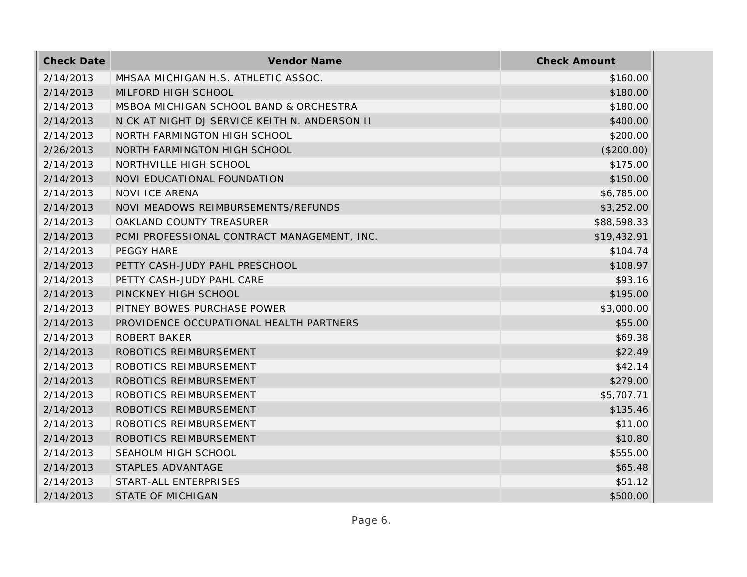| Check Date | Vendor Name | Check Amount |
| --- | --- | --- |
| 2/14/2013 | MHSAA MICHIGAN H.S. ATHLETIC ASSOC. | $160.00 |
| 2/14/2013 | MILFORD HIGH SCHOOL | $180.00 |
| 2/14/2013 | MSBOA MICHIGAN SCHOOL BAND & ORCHESTRA | $180.00 |
| 2/14/2013 | NICK AT NIGHT DJ SERVICE KEITH N. ANDERSON II | $400.00 |
| 2/14/2013 | NORTH FARMINGTON HIGH SCHOOL | $200.00 |
| 2/26/2013 | NORTH FARMINGTON HIGH SCHOOL | ($200.00) |
| 2/14/2013 | NORTHVILLE HIGH SCHOOL | $175.00 |
| 2/14/2013 | NOVI EDUCATIONAL FOUNDATION | $150.00 |
| 2/14/2013 | NOVI ICE ARENA | $6,785.00 |
| 2/14/2013 | NOVI MEADOWS REIMBURSEMENTS/REFUNDS | $3,252.00 |
| 2/14/2013 | OAKLAND COUNTY TREASURER | $88,598.33 |
| 2/14/2013 | PCMI PROFESSIONAL CONTRACT MANAGEMENT, INC. | $19,432.91 |
| 2/14/2013 | PEGGY HARE | $104.74 |
| 2/14/2013 | PETTY CASH-JUDY PAHL PRESCHOOL | $108.97 |
| 2/14/2013 | PETTY CASH-JUDY PAHL CARE | $93.16 |
| 2/14/2013 | PINCKNEY HIGH SCHOOL | $195.00 |
| 2/14/2013 | PITNEY BOWES PURCHASE POWER | $3,000.00 |
| 2/14/2013 | PROVIDENCE OCCUPATIONAL HEALTH PARTNERS | $55.00 |
| 2/14/2013 | ROBERT BAKER | $69.38 |
| 2/14/2013 | ROBOTICS REIMBURSEMENT | $22.49 |
| 2/14/2013 | ROBOTICS REIMBURSEMENT | $42.14 |
| 2/14/2013 | ROBOTICS REIMBURSEMENT | $279.00 |
| 2/14/2013 | ROBOTICS REIMBURSEMENT | $5,707.71 |
| 2/14/2013 | ROBOTICS REIMBURSEMENT | $135.46 |
| 2/14/2013 | ROBOTICS REIMBURSEMENT | $11.00 |
| 2/14/2013 | ROBOTICS REIMBURSEMENT | $10.80 |
| 2/14/2013 | SEAHOLM HIGH SCHOOL | $555.00 |
| 2/14/2013 | STAPLES ADVANTAGE | $65.48 |
| 2/14/2013 | START-ALL ENTERPRISES | $51.12 |
| 2/14/2013 | STATE OF MICHIGAN | $500.00 |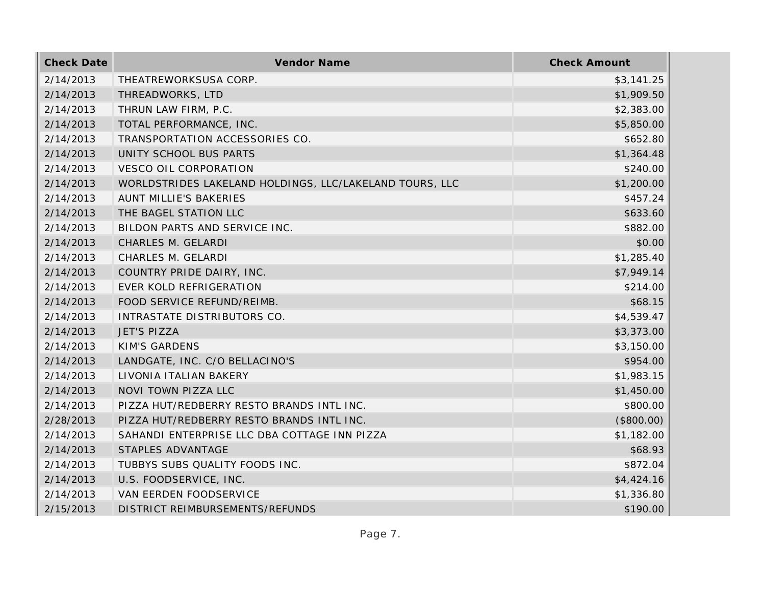| Check Date | Vendor Name | Check Amount |
|---|---|---|
| 2/14/2013 | THEATREWORKSUSA CORP. | $3,141.25 |
| 2/14/2013 | THREADWORKS, LTD | $1,909.50 |
| 2/14/2013 | THRUN LAW FIRM, P.C. | $2,383.00 |
| 2/14/2013 | TOTAL PERFORMANCE, INC. | $5,850.00 |
| 2/14/2013 | TRANSPORTATION ACCESSORIES CO. | $652.80 |
| 2/14/2013 | UNITY SCHOOL BUS PARTS | $1,364.48 |
| 2/14/2013 | VESCO OIL CORPORATION | $240.00 |
| 2/14/2013 | WORLDSTRIDES LAKELAND HOLDINGS, LLC/LAKELAND TOURS, LLC | $1,200.00 |
| 2/14/2013 | AUNT MILLIE'S BAKERIES | $457.24 |
| 2/14/2013 | THE BAGEL STATION LLC | $633.60 |
| 2/14/2013 | BILDON PARTS AND SERVICE INC. | $882.00 |
| 2/14/2013 | CHARLES M. GELARDI | $0.00 |
| 2/14/2013 | CHARLES M. GELARDI | $1,285.40 |
| 2/14/2013 | COUNTRY PRIDE DAIRY, INC. | $7,949.14 |
| 2/14/2013 | EVER KOLD REFRIGERATION | $214.00 |
| 2/14/2013 | FOOD SERVICE REFUND/REIMB. | $68.15 |
| 2/14/2013 | INTRASTATE DISTRIBUTORS CO. | $4,539.47 |
| 2/14/2013 | JET'S PIZZA | $3,373.00 |
| 2/14/2013 | KIM'S GARDENS | $3,150.00 |
| 2/14/2013 | LANDGATE, INC. C/O BELLACINO'S | $954.00 |
| 2/14/2013 | LIVONIA ITALIAN BAKERY | $1,983.15 |
| 2/14/2013 | NOVI TOWN PIZZA LLC | $1,450.00 |
| 2/14/2013 | PIZZA HUT/REDBERRY RESTO BRANDS INTL INC. | $800.00 |
| 2/28/2013 | PIZZA HUT/REDBERRY RESTO BRANDS INTL INC. | ($800.00) |
| 2/14/2013 | SAHANDI ENTERPRISE LLC DBA COTTAGE INN PIZZA | $1,182.00 |
| 2/14/2013 | STAPLES ADVANTAGE | $68.93 |
| 2/14/2013 | TUBBYS SUBS QUALITY FOODS INC. | $872.04 |
| 2/14/2013 | U.S. FOODSERVICE, INC. | $4,424.16 |
| 2/14/2013 | VAN EERDEN FOODSERVICE | $1,336.80 |
| 2/15/2013 | DISTRICT REIMBURSEMENTS/REFUNDS | $190.00 |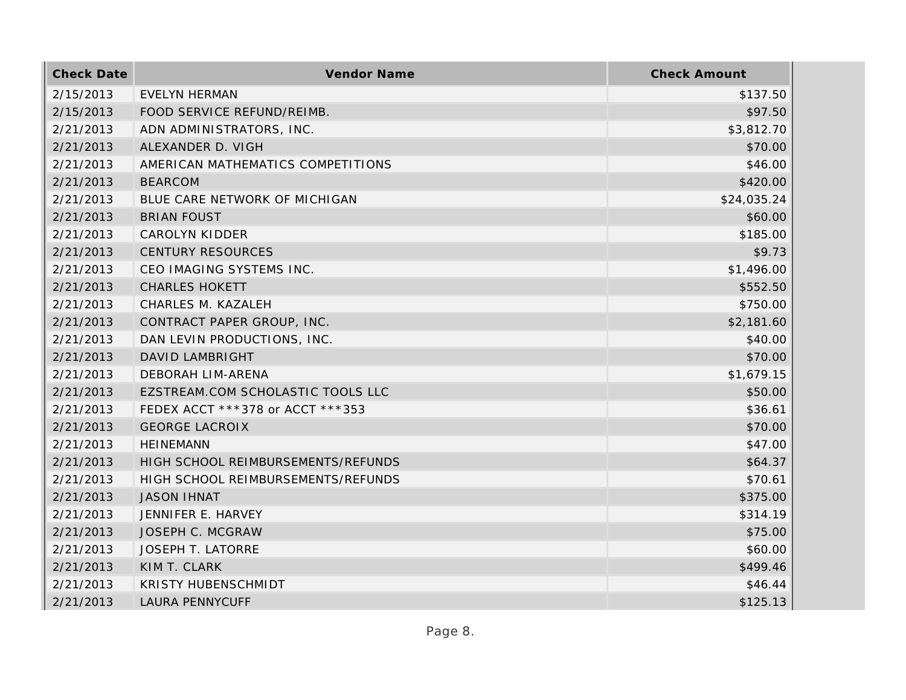| Check Date | Vendor Name | Check Amount |
|---|---|---|
| 2/15/2013 | EVELYN HERMAN | $137.50 |
| 2/15/2013 | FOOD SERVICE REFUND/REIMB. | $97.50 |
| 2/21/2013 | ADN ADMINISTRATORS, INC. | $3,812.70 |
| 2/21/2013 | ALEXANDER D. VIGH | $70.00 |
| 2/21/2013 | AMERICAN MATHEMATICS COMPETITIONS | $46.00 |
| 2/21/2013 | BEARCOM | $420.00 |
| 2/21/2013 | BLUE CARE NETWORK OF MICHIGAN | $24,035.24 |
| 2/21/2013 | BRIAN FOUST | $60.00 |
| 2/21/2013 | CAROLYN KIDDER | $185.00 |
| 2/21/2013 | CENTURY RESOURCES | $9.73 |
| 2/21/2013 | CEO IMAGING SYSTEMS INC. | $1,496.00 |
| 2/21/2013 | CHARLES HOKETT | $552.50 |
| 2/21/2013 | CHARLES M. KAZALEH | $750.00 |
| 2/21/2013 | CONTRACT PAPER GROUP, INC. | $2,181.60 |
| 2/21/2013 | DAN LEVIN PRODUCTIONS, INC. | $40.00 |
| 2/21/2013 | DAVID LAMBRIGHT | $70.00 |
| 2/21/2013 | DEBORAH LIM-ARENA | $1,679.15 |
| 2/21/2013 | EZSTREAM.COM SCHOLASTIC TOOLS LLC | $50.00 |
| 2/21/2013 | FEDEX ACCT ***378 or ACCT ***353 | $36.61 |
| 2/21/2013 | GEORGE LACROIX | $70.00 |
| 2/21/2013 | HEINEMANN | $47.00 |
| 2/21/2013 | HIGH SCHOOL REIMBURSEMENTS/REFUNDS | $64.37 |
| 2/21/2013 | HIGH SCHOOL REIMBURSEMENTS/REFUNDS | $70.61 |
| 2/21/2013 | JASON IHNAT | $375.00 |
| 2/21/2013 | JENNIFER E. HARVEY | $314.19 |
| 2/21/2013 | JOSEPH C. MCGRAW | $75.00 |
| 2/21/2013 | JOSEPH T. LATORRE | $60.00 |
| 2/21/2013 | KIM T. CLARK | $499.46 |
| 2/21/2013 | KRISTY HUBENSCHMIDT | $46.44 |
| 2/21/2013 | LAURA PENNYCUFF | $125.13 |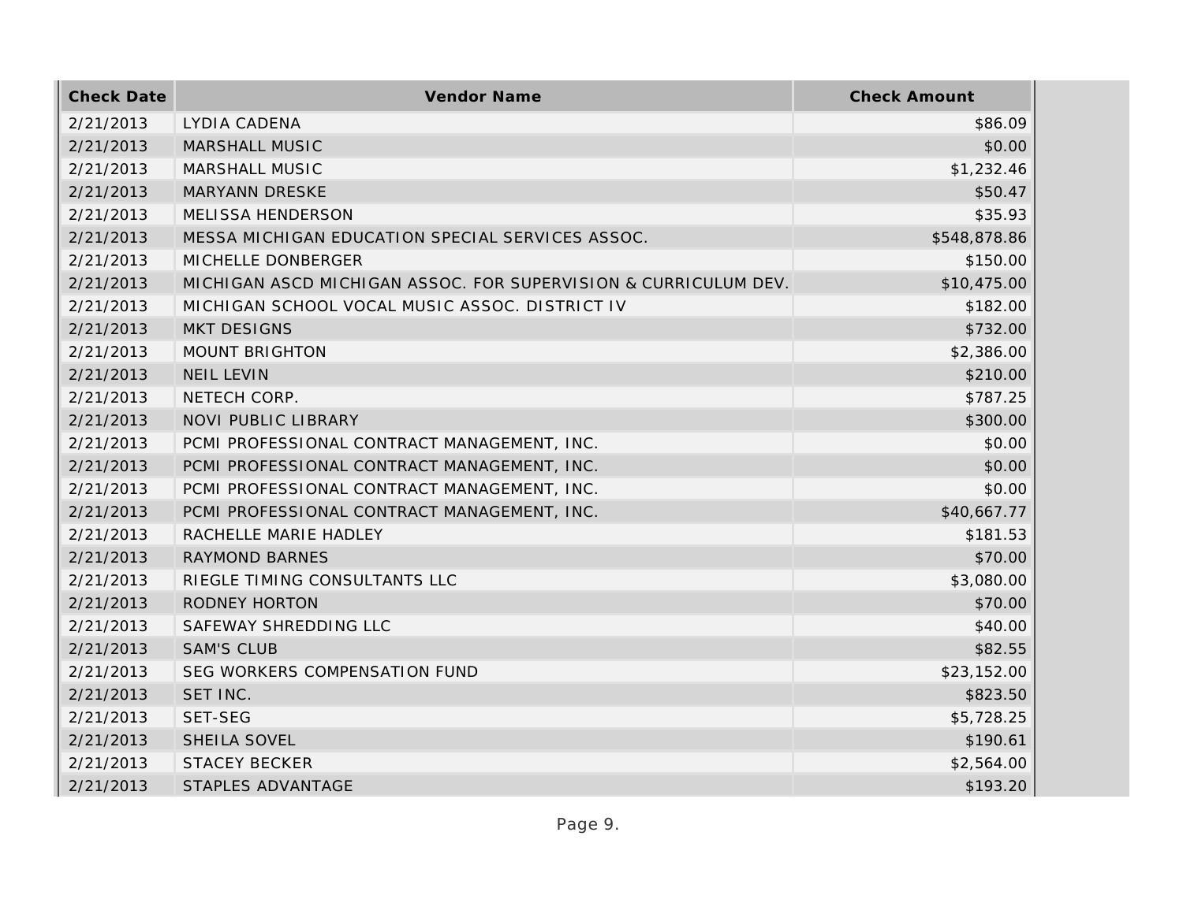| Check Date | Vendor Name | Check Amount |
|---|---|---|
| 2/21/2013 | LYDIA CADENA | $86.09 |
| 2/21/2013 | MARSHALL MUSIC | $0.00 |
| 2/21/2013 | MARSHALL MUSIC | $1,232.46 |
| 2/21/2013 | MARYANN DRESKE | $50.47 |
| 2/21/2013 | MELISSA HENDERSON | $35.93 |
| 2/21/2013 | MESSA MICHIGAN EDUCATION SPECIAL SERVICES ASSOC. | $548,878.86 |
| 2/21/2013 | MICHELLE DONBERGER | $150.00 |
| 2/21/2013 | MICHIGAN ASCD MICHIGAN ASSOC. FOR SUPERVISION & CURRICULUM DEV. | $10,475.00 |
| 2/21/2013 | MICHIGAN SCHOOL VOCAL MUSIC ASSOC. DISTRICT IV | $182.00 |
| 2/21/2013 | MKT DESIGNS | $732.00 |
| 2/21/2013 | MOUNT BRIGHTON | $2,386.00 |
| 2/21/2013 | NEIL LEVIN | $210.00 |
| 2/21/2013 | NETECH CORP. | $787.25 |
| 2/21/2013 | NOVI PUBLIC LIBRARY | $300.00 |
| 2/21/2013 | PCMI PROFESSIONAL CONTRACT MANAGEMENT, INC. | $0.00 |
| 2/21/2013 | PCMI PROFESSIONAL CONTRACT MANAGEMENT, INC. | $0.00 |
| 2/21/2013 | PCMI PROFESSIONAL CONTRACT MANAGEMENT, INC. | $0.00 |
| 2/21/2013 | PCMI PROFESSIONAL CONTRACT MANAGEMENT, INC. | $40,667.77 |
| 2/21/2013 | RACHELLE MARIE HADLEY | $181.53 |
| 2/21/2013 | RAYMOND BARNES | $70.00 |
| 2/21/2013 | RIEGLE TIMING CONSULTANTS LLC | $3,080.00 |
| 2/21/2013 | RODNEY HORTON | $70.00 |
| 2/21/2013 | SAFEWAY SHREDDING LLC | $40.00 |
| 2/21/2013 | SAM'S CLUB | $82.55 |
| 2/21/2013 | SEG WORKERS COMPENSATION FUND | $23,152.00 |
| 2/21/2013 | SET INC. | $823.50 |
| 2/21/2013 | SET-SEG | $5,728.25 |
| 2/21/2013 | SHEILA SOVEL | $190.61 |
| 2/21/2013 | STACEY BECKER | $2,564.00 |
| 2/21/2013 | STAPLES ADVANTAGE | $193.20 |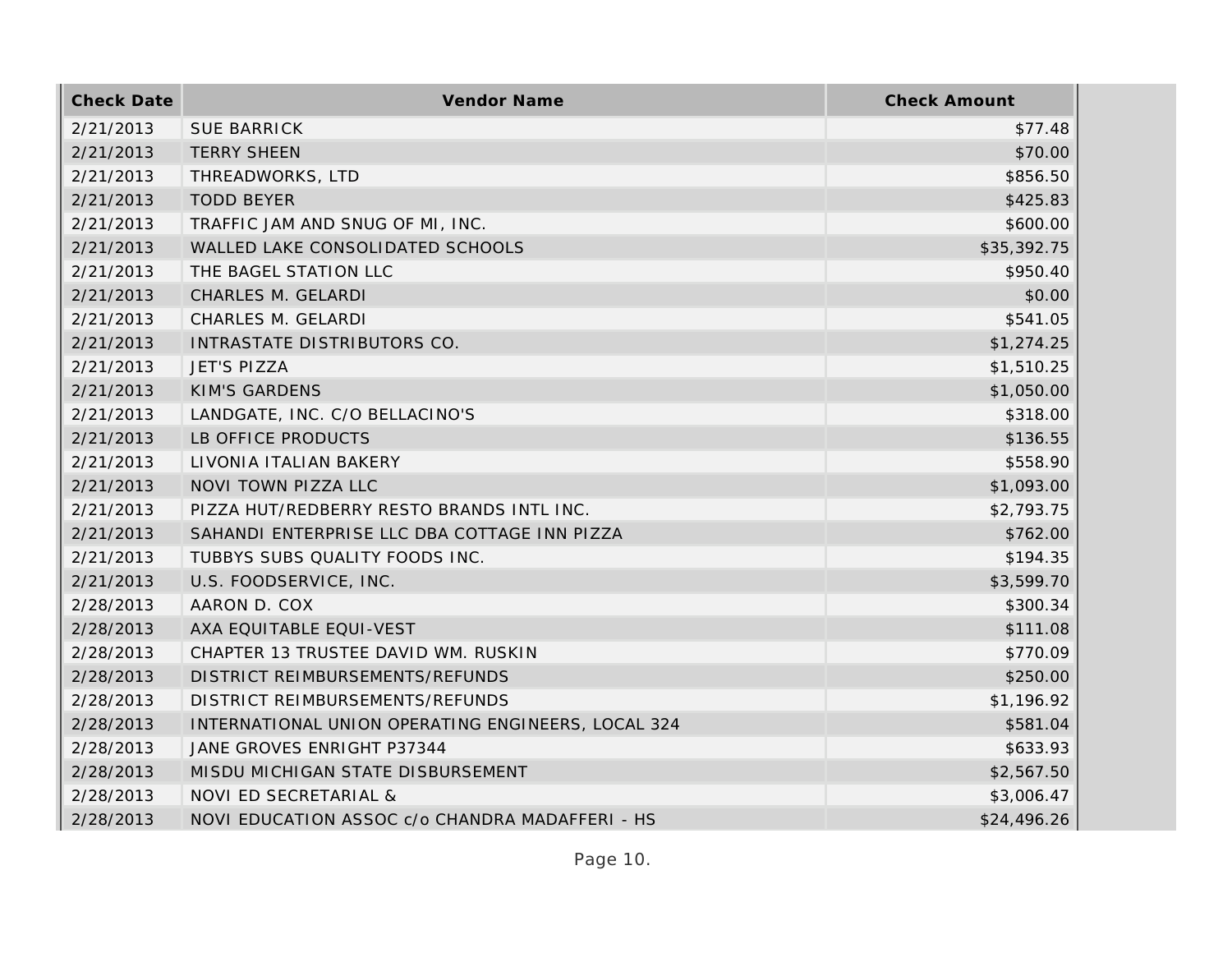| Check Date | Vendor Name | Check Amount |
| --- | --- | --- |
| 2/21/2013 | SUE BARRICK | $77.48 |
| 2/21/2013 | TERRY SHEEN | $70.00 |
| 2/21/2013 | THREADWORKS, LTD | $856.50 |
| 2/21/2013 | TODD BEYER | $425.83 |
| 2/21/2013 | TRAFFIC JAM AND SNUG OF MI, INC. | $600.00 |
| 2/21/2013 | WALLED LAKE CONSOLIDATED SCHOOLS | $35,392.75 |
| 2/21/2013 | THE BAGEL STATION LLC | $950.40 |
| 2/21/2013 | CHARLES M. GELARDI | $0.00 |
| 2/21/2013 | CHARLES M. GELARDI | $541.05 |
| 2/21/2013 | INTRASTATE DISTRIBUTORS CO. | $1,274.25 |
| 2/21/2013 | JET'S PIZZA | $1,510.25 |
| 2/21/2013 | KIM'S GARDENS | $1,050.00 |
| 2/21/2013 | LANDGATE, INC. C/O BELLACINO'S | $318.00 |
| 2/21/2013 | LB OFFICE PRODUCTS | $136.55 |
| 2/21/2013 | LIVONIA ITALIAN BAKERY | $558.90 |
| 2/21/2013 | NOVI TOWN PIZZA LLC | $1,093.00 |
| 2/21/2013 | PIZZA HUT/REDBERRY RESTO BRANDS INTL INC. | $2,793.75 |
| 2/21/2013 | SAHANDI ENTERPRISE LLC DBA COTTAGE INN PIZZA | $762.00 |
| 2/21/2013 | TUBBYS SUBS QUALITY FOODS INC. | $194.35 |
| 2/21/2013 | U.S. FOODSERVICE, INC. | $3,599.70 |
| 2/28/2013 | AARON D. COX | $300.34 |
| 2/28/2013 | AXA EQUITABLE EQUI-VEST | $111.08 |
| 2/28/2013 | CHAPTER 13 TRUSTEE DAVID WM. RUSKIN | $770.09 |
| 2/28/2013 | DISTRICT REIMBURSEMENTS/REFUNDS | $250.00 |
| 2/28/2013 | DISTRICT REIMBURSEMENTS/REFUNDS | $1,196.92 |
| 2/28/2013 | INTERNATIONAL UNION OPERATING ENGINEERS, LOCAL 324 | $581.04 |
| 2/28/2013 | JANE GROVES ENRIGHT P37344 | $633.93 |
| 2/28/2013 | MISDU MICHIGAN STATE DISBURSEMENT | $2,567.50 |
| 2/28/2013 | NOVI ED SECRETARIAL & | $3,006.47 |
| 2/28/2013 | NOVI EDUCATION ASSOC c/o CHANDRA MADAFFERI - HS | $24,496.26 |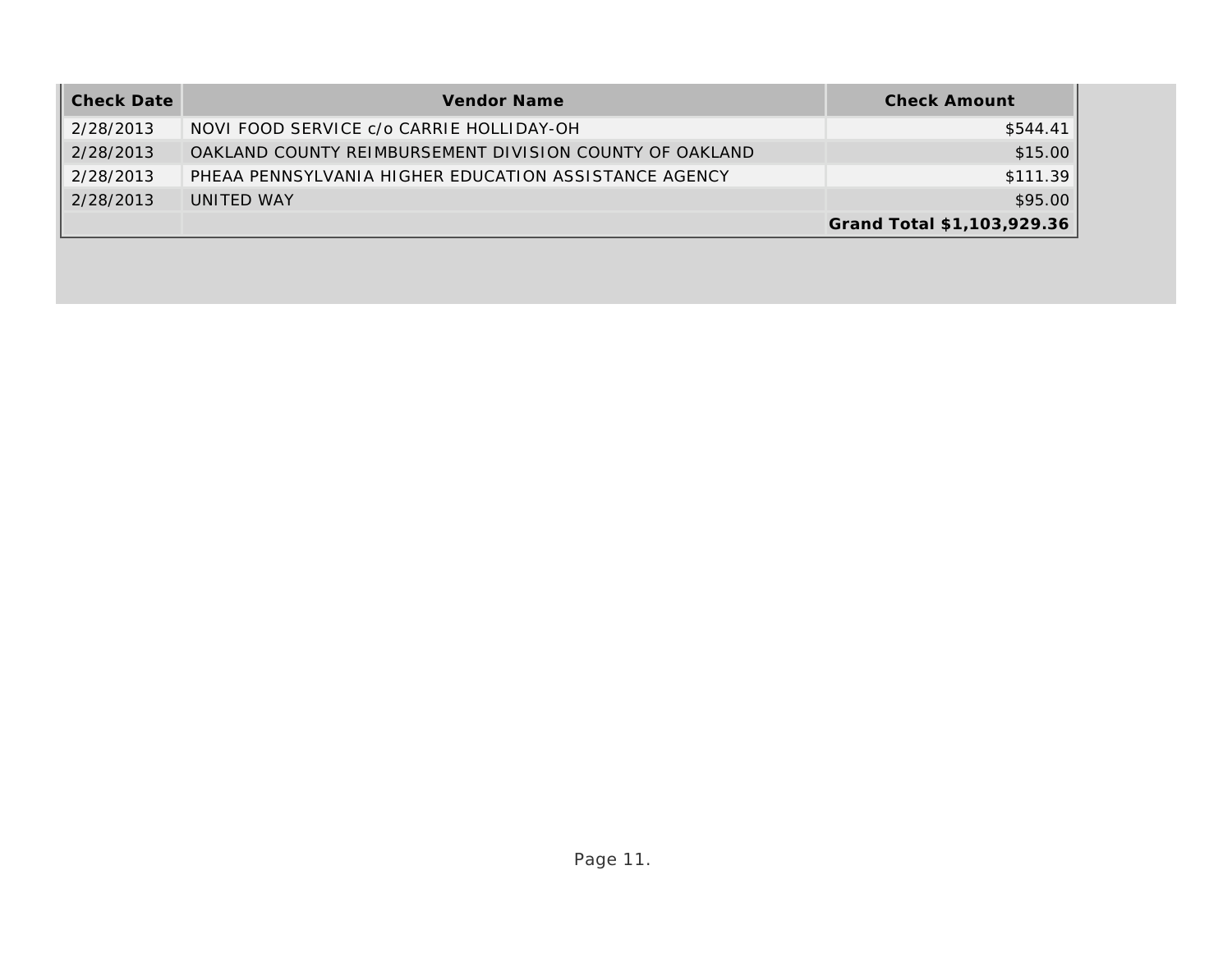| Check Date | Vendor Name | Check Amount |
|---|---|---|
| 2/28/2013 | NOVI FOOD SERVICE c/o CARRIE HOLLIDAY-OH | $544.41 |
| 2/28/2013 | OAKLAND COUNTY REIMBURSEMENT DIVISION COUNTY OF OAKLAND | $15.00 |
| 2/28/2013 | PHEAA PENNSYLVANIA HIGHER EDUCATION ASSISTANCE AGENCY | $111.39 |
| 2/28/2013 | UNITED WAY | $95.00 |
| | | **Grand Total $1,103,929.36** |